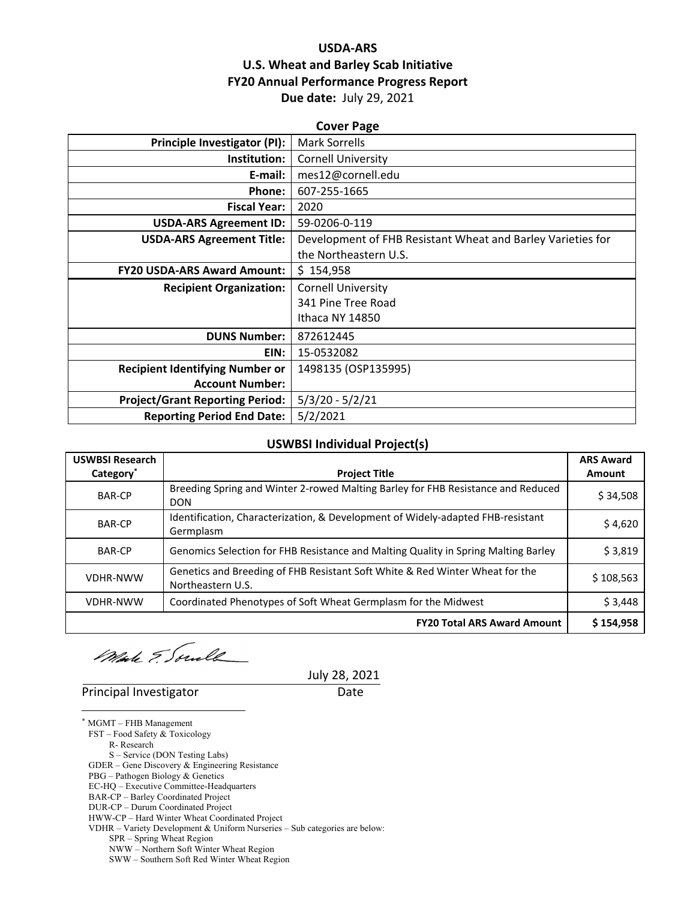# USDA-ARS
# U.S. Wheat and Barley Scab Initiative
# FY20 Annual Performance Progress Report

**Due date:** July 29, 2021

## Cover Page

| | |
|---|---|
| **Principle Investigator (PI):** | Mark Sorrells |
| **Institution:** | Cornell University |
| **E-mail:** | mes12@cornell.edu |
| **Phone:** | 607-255-1665 |
| **Fiscal Year:** | 2020 |
| **USDA-ARS Agreement ID:** | 59-0206-0-119 |
| **USDA-ARS Agreement Title:** | Development of FHB Resistant Wheat and Barley Varieties for the Northeastern U.S. |
| **FY20 USDA-ARS Award Amount:** | $ 154,958 |
| **Recipient Organization:** | Cornell University<br>341 Pine Tree Road<br>Ithaca NY 14850 |
| **DUNS Number:** | 872612445 |
| **EIN:** | 15-0532082 |
| **Recipient Identifying Number or Account Number:** | 1498135 (OSP135995) |
| **Project/Grant Reporting Period:** | 5/3/20 - 5/2/21 |
| **Reporting Period End Date:** | 5/2/2021 |

## USWBSI Individual Project(s)

| USWBSI Research Category* | Project Title | ARS Award Amount |
|---|---|---|
| BAR-CP | Breeding Spring and Winter 2-rowed Malting Barley for FHB Resistance and Reduced DON | $ 34,508 |
| BAR-CP | Identification, Characterization, & Development of Widely-adapted FHB-resistant Germplasm | $ 4,620 |
| BAR-CP | Genomics Selection for FHB Resistance and Malting Quality in Spring Malting Barley | $ 3,819 |
| VDHR-NWW | Genetics and Breeding of FHB Resistant Soft White & Red Winter Wheat for the Northeastern U.S. | $ 108,563 |
| VDHR-NWW | Coordinated Phenotypes of Soft Wheat Germplasm for the Midwest | $ 3,448 |
| | **FY20 Total ARS Award Amount** | **$ 154,958** |

July 28, 2021

Principal Investigator                Date

---

* MGMT – FHB Management
FST – Food Safety & Toxicology
  R- Research
  S – Service (DON Testing Labs)
GDER – Gene Discovery & Engineering Resistance
PBG – Pathogen Biology & Genetics
EC-HQ – Executive Committee-Headquarters
BAR-CP – Barley Coordinated Project
DUR-CP – Durum Coordinated Project
HWW-CP – Hard Winter Wheat Coordinated Project
VDHR – Variety Development & Uniform Nurseries – Sub categories are below:
  SPR – Spring Wheat Region
  NWW – Northern Soft Winter Wheat Region
  SWW – Southern Soft Red Winter Wheat Region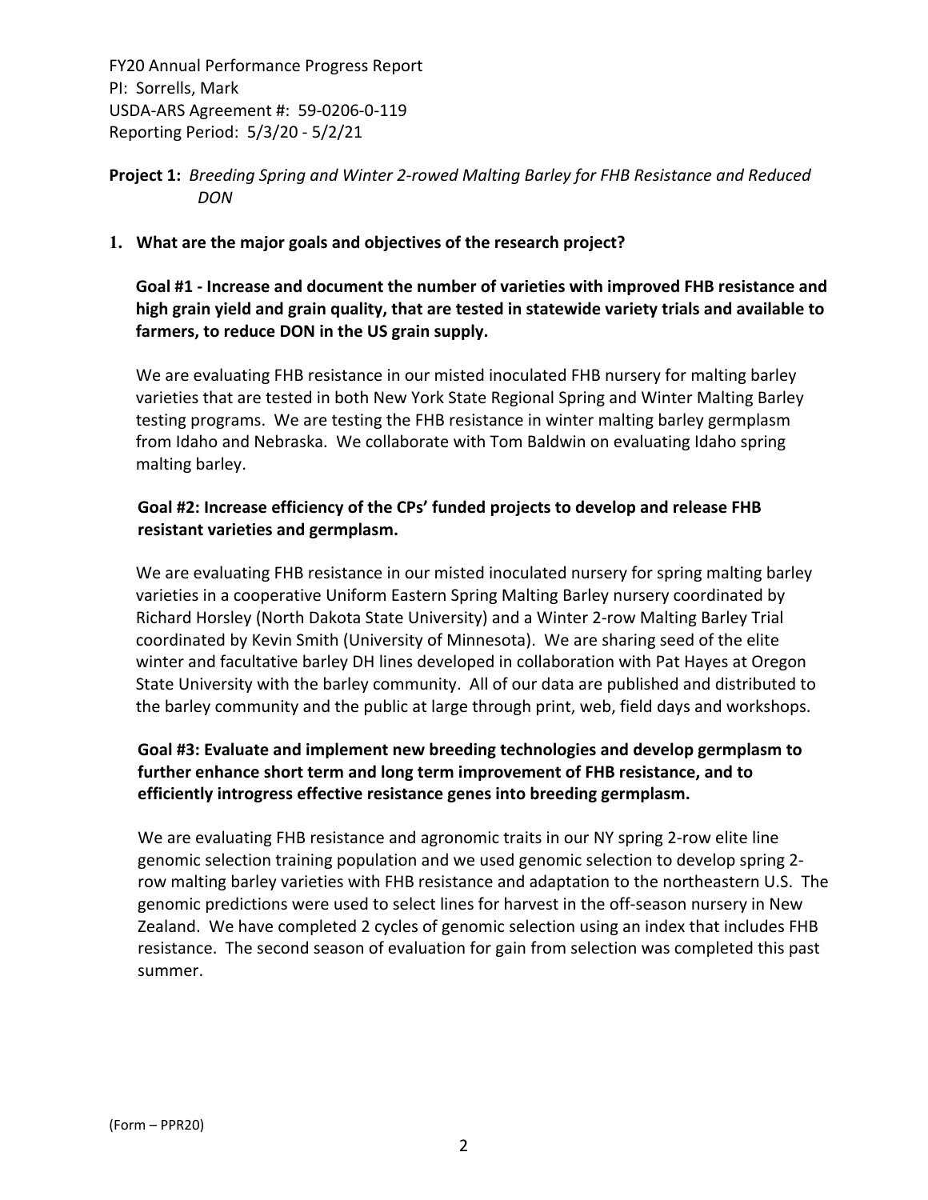FY20 Annual Performance Progress Report
PI: Sorrells, Mark
USDA-ARS Agreement #: 59-0206-0-119
Reporting Period: 5/3/20 - 5/2/21

**Project 1:** *Breeding Spring and Winter 2-rowed Malting Barley for FHB Resistance and Reduced DON*

**1. What are the major goals and objectives of the research project?**

**Goal #1 - Increase and document the number of varieties with improved FHB resistance and high grain yield and grain quality, that are tested in statewide variety trials and available to farmers, to reduce DON in the US grain supply.**

We are evaluating FHB resistance in our misted inoculated FHB nursery for malting barley varieties that are tested in both New York State Regional Spring and Winter Malting Barley testing programs. We are testing the FHB resistance in winter malting barley germplasm from Idaho and Nebraska. We collaborate with Tom Baldwin on evaluating Idaho spring malting barley.

**Goal #2: Increase efficiency of the CPs' funded projects to develop and release FHB resistant varieties and germplasm.**

We are evaluating FHB resistance in our misted inoculated nursery for spring malting barley varieties in a cooperative Uniform Eastern Spring Malting Barley nursery coordinated by Richard Horsley (North Dakota State University) and a Winter 2-row Malting Barley Trial coordinated by Kevin Smith (University of Minnesota). We are sharing seed of the elite winter and facultative barley DH lines developed in collaboration with Pat Hayes at Oregon State University with the barley community. All of our data are published and distributed to the barley community and the public at large through print, web, field days and workshops.

**Goal #3: Evaluate and implement new breeding technologies and develop germplasm to further enhance short term and long term improvement of FHB resistance, and to efficiently introgress effective resistance genes into breeding germplasm.**

We are evaluating FHB resistance and agronomic traits in our NY spring 2-row elite line genomic selection training population and we used genomic selection to develop spring 2-row malting barley varieties with FHB resistance and adaptation to the northeastern U.S. The genomic predictions were used to select lines for harvest in the off-season nursery in New Zealand. We have completed 2 cycles of genomic selection using an index that includes FHB resistance. The second season of evaluation for gain from selection was completed this past summer.

(Form – PPR20)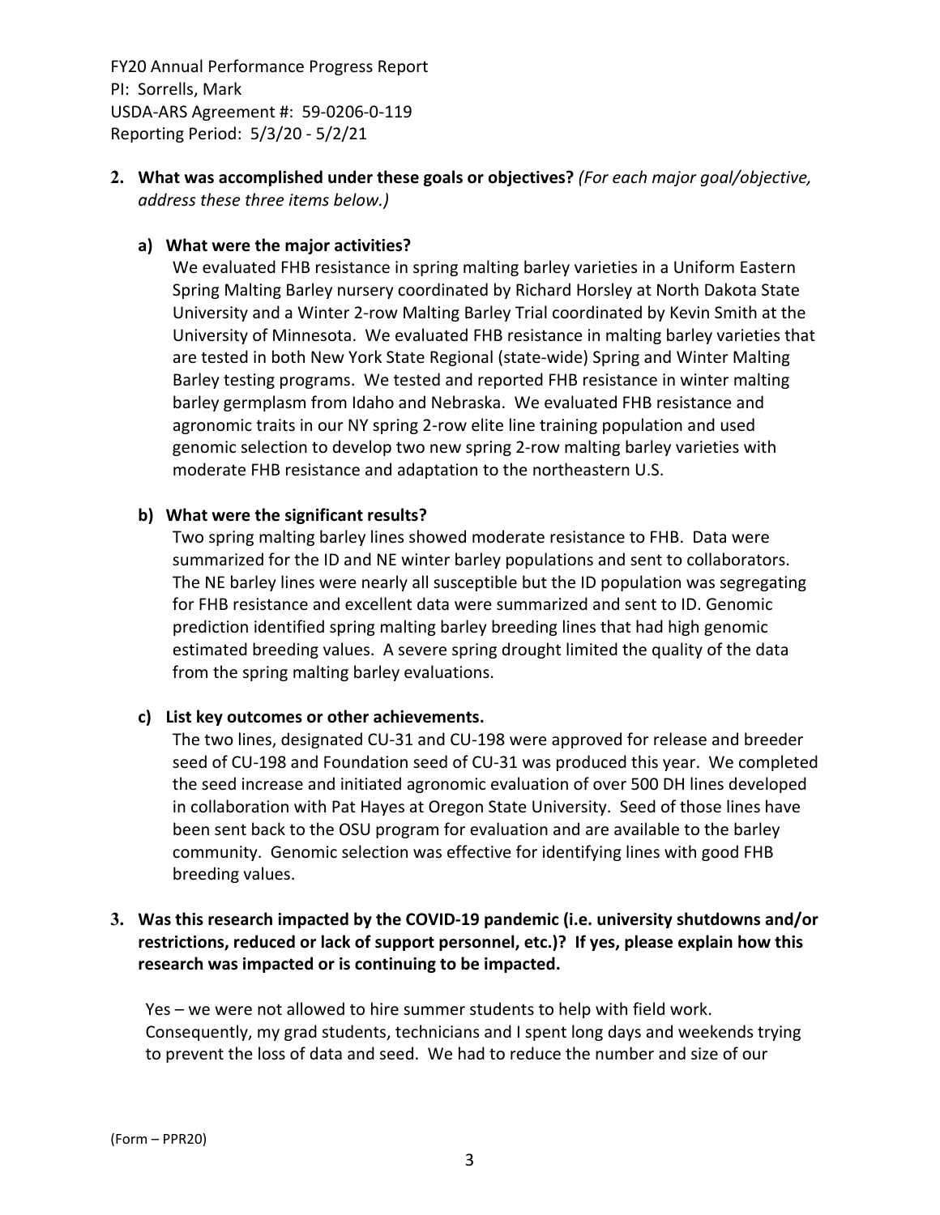**2. What was accomplished under these goals or objectives?** *(For each major goal/objective, address these three items below.)*

**a) What were the major activities?**

We evaluated FHB resistance in spring malting barley varieties in a Uniform Eastern Spring Malting Barley nursery coordinated by Richard Horsley at North Dakota State University and a Winter 2-row Malting Barley Trial coordinated by Kevin Smith at the University of Minnesota. We evaluated FHB resistance in malting barley varieties that are tested in both New York State Regional (state-wide) Spring and Winter Malting Barley testing programs. We tested and reported FHB resistance in winter malting barley germplasm from Idaho and Nebraska. We evaluated FHB resistance and agronomic traits in our NY spring 2-row elite line training population and used genomic selection to develop two new spring 2-row malting barley varieties with moderate FHB resistance and adaptation to the northeastern U.S.

**b) What were the significant results?**

Two spring malting barley lines showed moderate resistance to FHB. Data were summarized for the ID and NE winter barley populations and sent to collaborators. The NE barley lines were nearly all susceptible but the ID population was segregating for FHB resistance and excellent data were summarized and sent to ID. Genomic prediction identified spring malting barley breeding lines that had high genomic estimated breeding values. A severe spring drought limited the quality of the data from the spring malting barley evaluations.

**c) List key outcomes or other achievements.**

The two lines, designated CU-31 and CU-198 were approved for release and breeder seed of CU-198 and Foundation seed of CU-31 was produced this year. We completed the seed increase and initiated agronomic evaluation of over 500 DH lines developed in collaboration with Pat Hayes at Oregon State University. Seed of those lines have been sent back to the OSU program for evaluation and are available to the barley community. Genomic selection was effective for identifying lines with good FHB breeding values.

**3. Was this research impacted by the COVID-19 pandemic (i.e. university shutdowns and/or restrictions, reduced or lack of support personnel, etc.)? If yes, please explain how this research was impacted or is continuing to be impacted.**

Yes – we were not allowed to hire summer students to help with field work. Consequently, my grad students, technicians and I spent long days and weekends trying to prevent the loss of data and seed. We had to reduce the number and size of our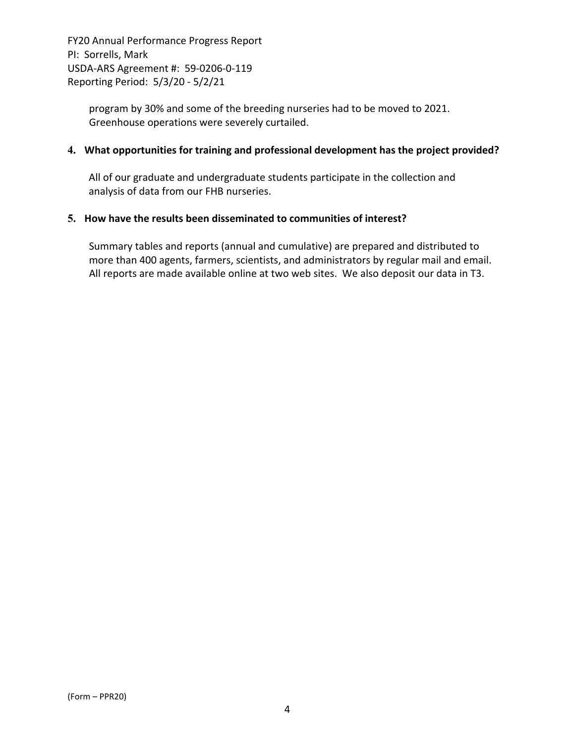program by 30% and some of the breeding nurseries had to be moved to 2021. Greenhouse operations were severely curtailed.

**4. What opportunities for training and professional development has the project provided?**

All of our graduate and undergraduate students participate in the collection and analysis of data from our FHB nurseries.

**5. How have the results been disseminated to communities of interest?**

Summary tables and reports (annual and cumulative) are prepared and distributed to more than 400 agents, farmers, scientists, and administrators by regular mail and email. All reports are made available online at two web sites. We also deposit our data in T3.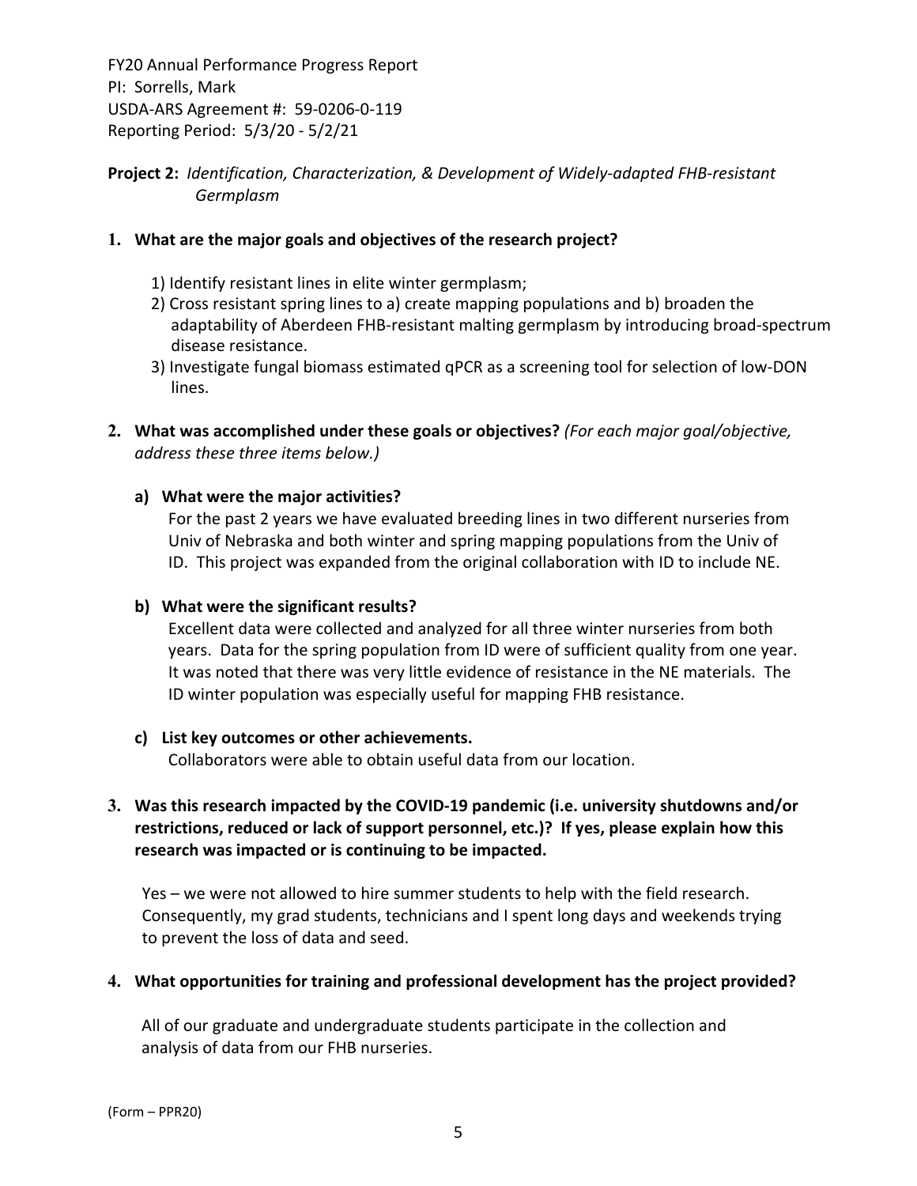FY20 Annual Performance Progress Report
PI: Sorrells, Mark
USDA-ARS Agreement #: 59-0206-0-119
Reporting Period: 5/3/20 - 5/2/21

**Project 2:** *Identification, Characterization, & Development of Widely-adapted FHB-resistant Germplasm*

**1. What are the major goals and objectives of the research project?**

1) Identify resistant lines in elite winter germplasm;
2) Cross resistant spring lines to a) create mapping populations and b) broaden the adaptability of Aberdeen FHB-resistant malting germplasm by introducing broad-spectrum disease resistance.
3) Investigate fungal biomass estimated qPCR as a screening tool for selection of low-DON lines.

**2. What was accomplished under these goals or objectives?** *(For each major goal/objective, address these three items below.)*

**a) What were the major activities?**

For the past 2 years we have evaluated breeding lines in two different nurseries from Univ of Nebraska and both winter and spring mapping populations from the Univ of ID. This project was expanded from the original collaboration with ID to include NE.

**b) What were the significant results?**

Excellent data were collected and analyzed for all three winter nurseries from both years. Data for the spring population from ID were of sufficient quality from one year. It was noted that there was very little evidence of resistance in the NE materials. The ID winter population was especially useful for mapping FHB resistance.

**c) List key outcomes or other achievements.**

Collaborators were able to obtain useful data from our location.

**3. Was this research impacted by the COVID-19 pandemic (i.e. university shutdowns and/or restrictions, reduced or lack of support personnel, etc.)? If yes, please explain how this research was impacted or is continuing to be impacted.**

Yes – we were not allowed to hire summer students to help with the field research. Consequently, my grad students, technicians and I spent long days and weekends trying to prevent the loss of data and seed.

**4. What opportunities for training and professional development has the project provided?**

All of our graduate and undergraduate students participate in the collection and analysis of data from our FHB nurseries.

(Form – PPR20)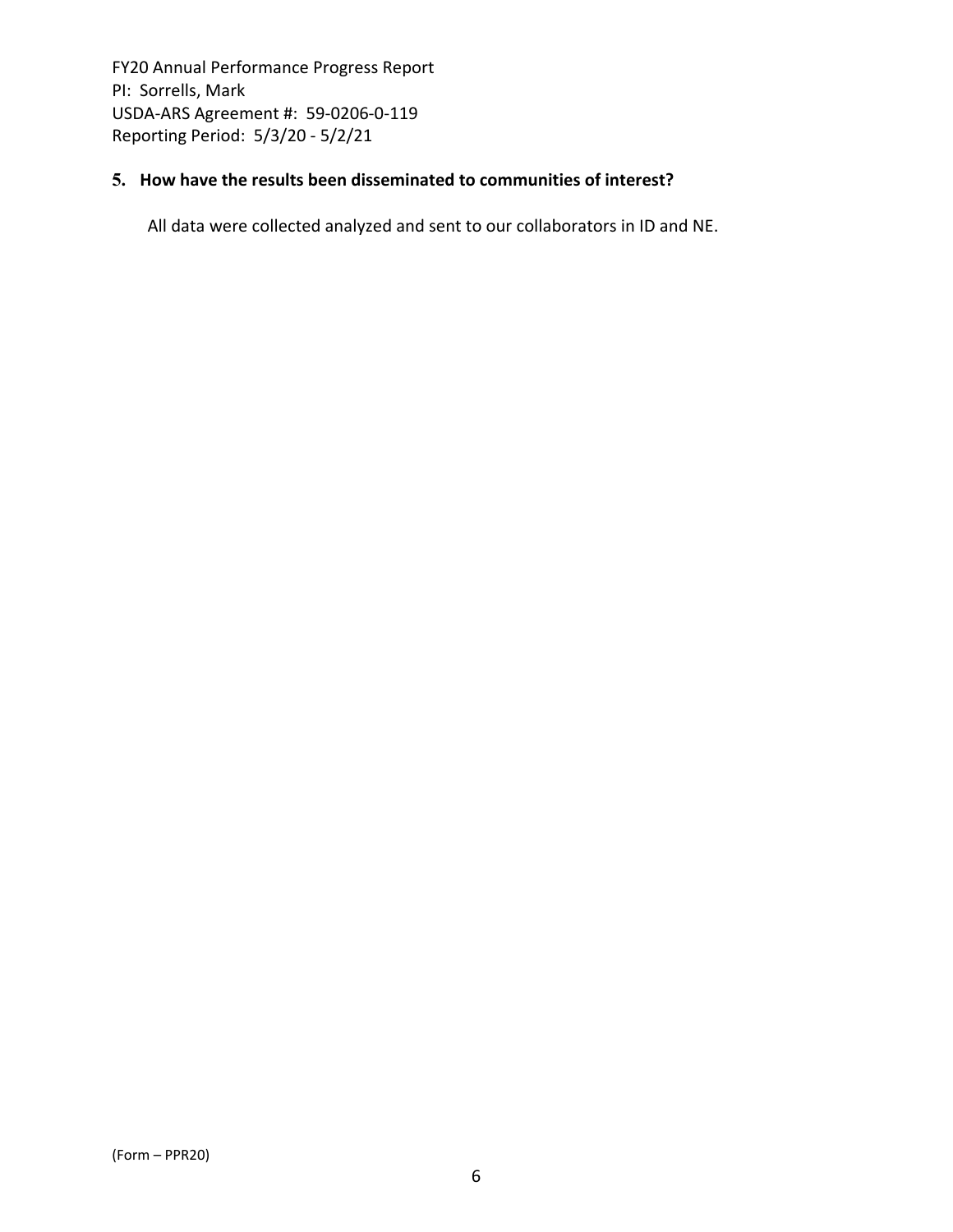### 5. How have the results been disseminated to communities of interest?

All data were collected analyzed and sent to our collaborators in ID and NE.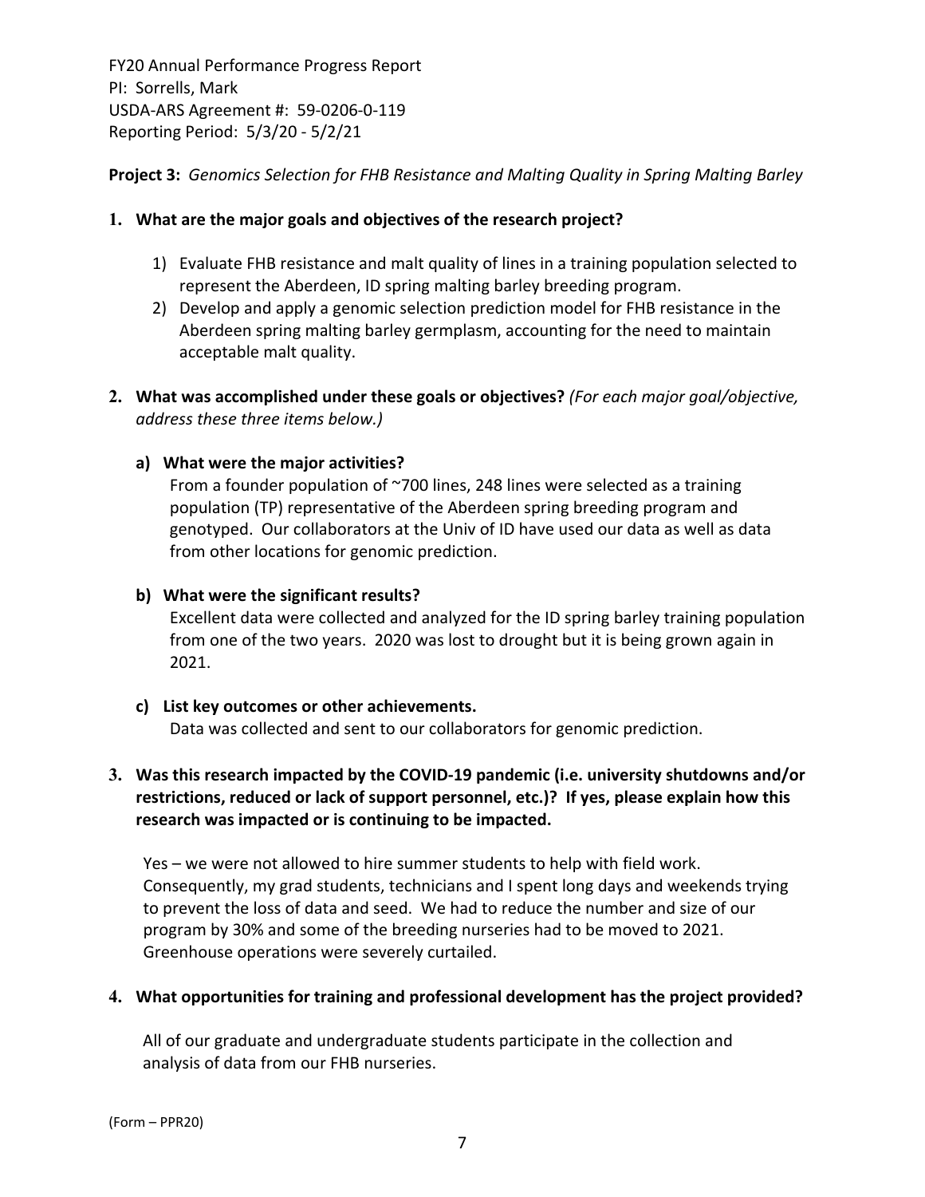FY20 Annual Performance Progress Report
PI: Sorrells, Mark
USDA-ARS Agreement #: 59-0206-0-119
Reporting Period: 5/3/20 - 5/2/21

**Project 3:** *Genomics Selection for FHB Resistance and Malting Quality in Spring Malting Barley*

**1. What are the major goals and objectives of the research project?**

1) Evaluate FHB resistance and malt quality of lines in a training population selected to represent the Aberdeen, ID spring malting barley breeding program.
2) Develop and apply a genomic selection prediction model for FHB resistance in the Aberdeen spring malting barley germplasm, accounting for the need to maintain acceptable malt quality.

**2. What was accomplished under these goals or objectives?** *(For each major goal/objective, address these three items below.)*

**a) What were the major activities?**

From a founder population of ~700 lines, 248 lines were selected as a training population (TP) representative of the Aberdeen spring breeding program and genotyped. Our collaborators at the Univ of ID have used our data as well as data from other locations for genomic prediction.

**b) What were the significant results?**

Excellent data were collected and analyzed for the ID spring barley training population from one of the two years. 2020 was lost to drought but it is being grown again in 2021.

**c) List key outcomes or other achievements.**

Data was collected and sent to our collaborators for genomic prediction.

**3. Was this research impacted by the COVID-19 pandemic (i.e. university shutdowns and/or restrictions, reduced or lack of support personnel, etc.)? If yes, please explain how this research was impacted or is continuing to be impacted.**

Yes – we were not allowed to hire summer students to help with field work. Consequently, my grad students, technicians and I spent long days and weekends trying to prevent the loss of data and seed. We had to reduce the number and size of our program by 30% and some of the breeding nurseries had to be moved to 2021. Greenhouse operations were severely curtailed.

**4. What opportunities for training and professional development has the project provided?**

All of our graduate and undergraduate students participate in the collection and analysis of data from our FHB nurseries.

(Form – PPR20)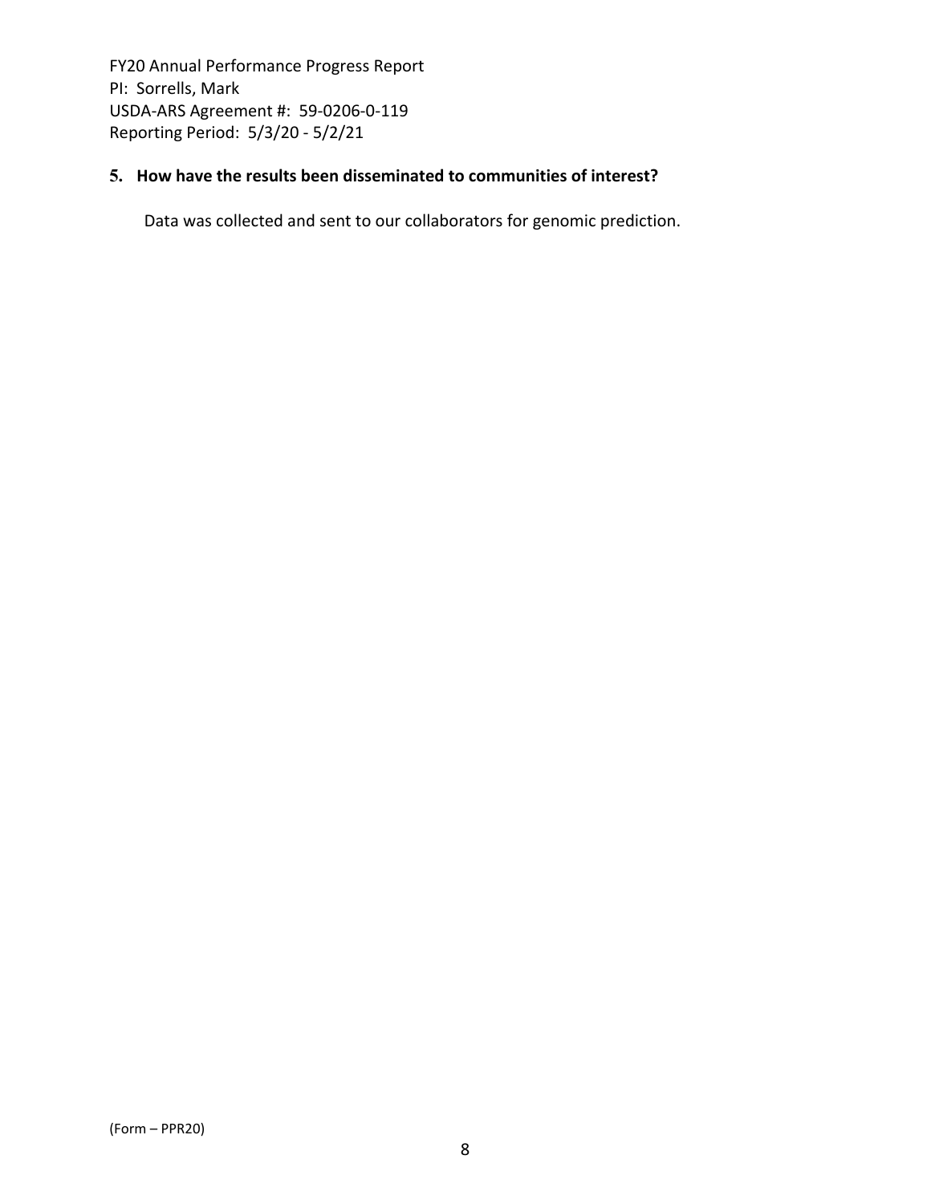## 5. How have the results been disseminated to communities of interest?

Data was collected and sent to our collaborators for genomic prediction.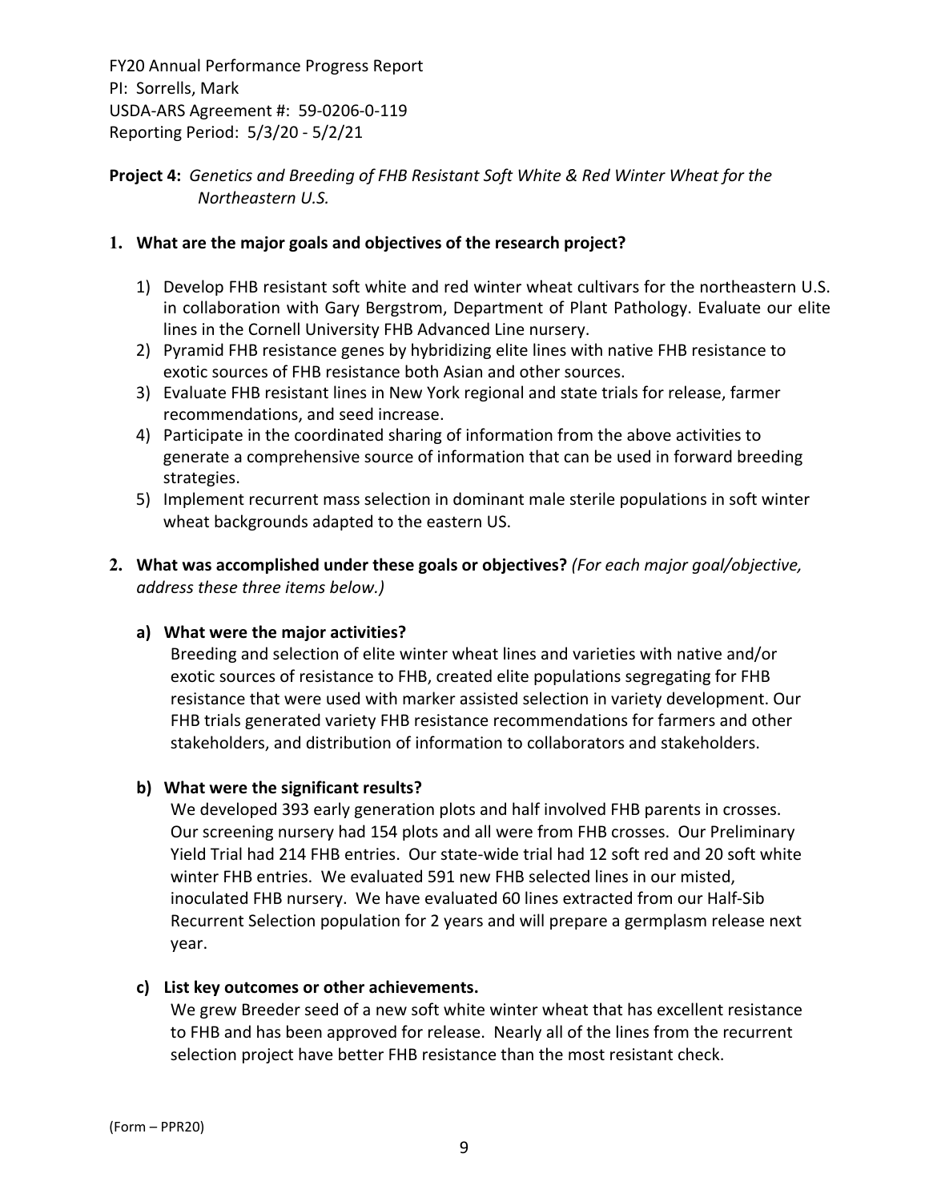FY20 Annual Performance Progress Report
PI: Sorrells, Mark
USDA-ARS Agreement #: 59-0206-0-119
Reporting Period: 5/3/20 - 5/2/21

**Project 4:** *Genetics and Breeding of FHB Resistant Soft White & Red Winter Wheat for the Northeastern U.S.*

**1. What are the major goals and objectives of the research project?**

1) Develop FHB resistant soft white and red winter wheat cultivars for the northeastern U.S. in collaboration with Gary Bergstrom, Department of Plant Pathology. Evaluate our elite lines in the Cornell University FHB Advanced Line nursery.
2) Pyramid FHB resistance genes by hybridizing elite lines with native FHB resistance to exotic sources of FHB resistance both Asian and other sources.
3) Evaluate FHB resistant lines in New York regional and state trials for release, farmer recommendations, and seed increase.
4) Participate in the coordinated sharing of information from the above activities to generate a comprehensive source of information that can be used in forward breeding strategies.
5) Implement recurrent mass selection in dominant male sterile populations in soft winter wheat backgrounds adapted to the eastern US.

**2. What was accomplished under these goals or objectives?** *(For each major goal/objective, address these three items below.)*

**a) What were the major activities?**

Breeding and selection of elite winter wheat lines and varieties with native and/or exotic sources of resistance to FHB, created elite populations segregating for FHB resistance that were used with marker assisted selection in variety development. Our FHB trials generated variety FHB resistance recommendations for farmers and other stakeholders, and distribution of information to collaborators and stakeholders.

**b) What were the significant results?**

We developed 393 early generation plots and half involved FHB parents in crosses. Our screening nursery had 154 plots and all were from FHB crosses. Our Preliminary Yield Trial had 214 FHB entries. Our state-wide trial had 12 soft red and 20 soft white winter FHB entries. We evaluated 591 new FHB selected lines in our misted, inoculated FHB nursery. We have evaluated 60 lines extracted from our Half-Sib Recurrent Selection population for 2 years and will prepare a germplasm release next year.

**c) List key outcomes or other achievements.**

We grew Breeder seed of a new soft white winter wheat that has excellent resistance to FHB and has been approved for release. Nearly all of the lines from the recurrent selection project have better FHB resistance than the most resistant check.

(Form – PPR20)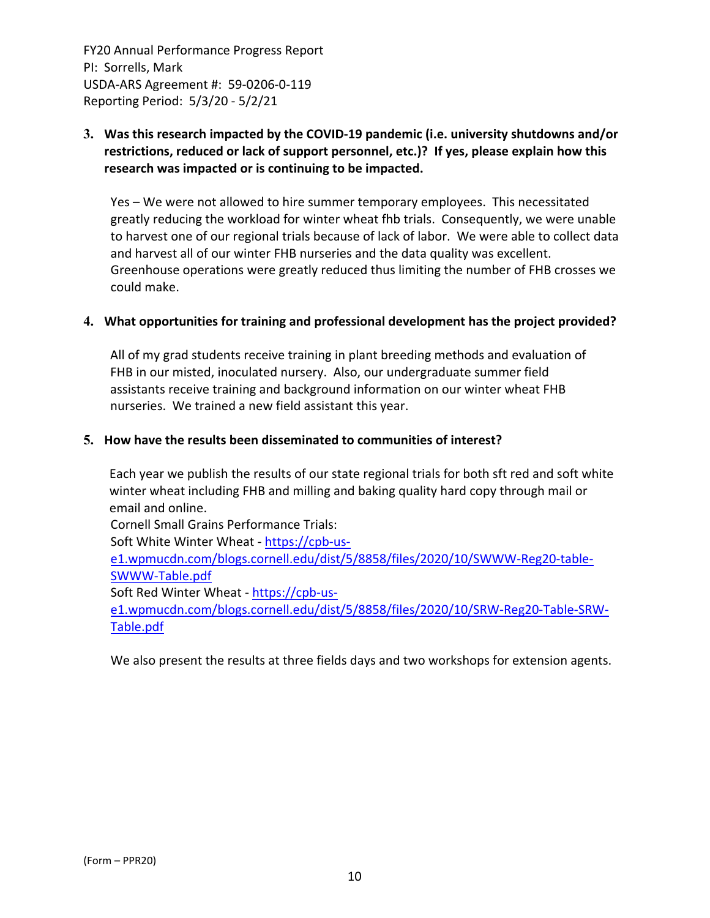**3. Was this research impacted by the COVID-19 pandemic (i.e. university shutdowns and/or restrictions, reduced or lack of support personnel, etc.)? If yes, please explain how this research was impacted or is continuing to be impacted.**

Yes – We were not allowed to hire summer temporary employees. This necessitated greatly reducing the workload for winter wheat fhb trials. Consequently, we were unable to harvest one of our regional trials because of lack of labor. We were able to collect data and harvest all of our winter FHB nurseries and the data quality was excellent. Greenhouse operations were greatly reduced thus limiting the number of FHB crosses we could make.

**4. What opportunities for training and professional development has the project provided?**

All of my grad students receive training in plant breeding methods and evaluation of FHB in our misted, inoculated nursery. Also, our undergraduate summer field assistants receive training and background information on our winter wheat FHB nurseries. We trained a new field assistant this year.

**5. How have the results been disseminated to communities of interest?**

Each year we publish the results of our state regional trials for both sft red and soft white winter wheat including FHB and milling and baking quality hard copy through mail or email and online.

Cornell Small Grains Performance Trials:

Soft White Winter Wheat - https://cpb-us-e1.wpmucdn.com/blogs.cornell.edu/dist/5/8858/files/2020/10/SWWW-Reg20-table-SWWW-Table.pdf

Soft Red Winter Wheat - https://cpb-us-e1.wpmucdn.com/blogs.cornell.edu/dist/5/8858/files/2020/10/SRW-Reg20-Table-SRW-Table.pdf

We also present the results at three fields days and two workshops for extension agents.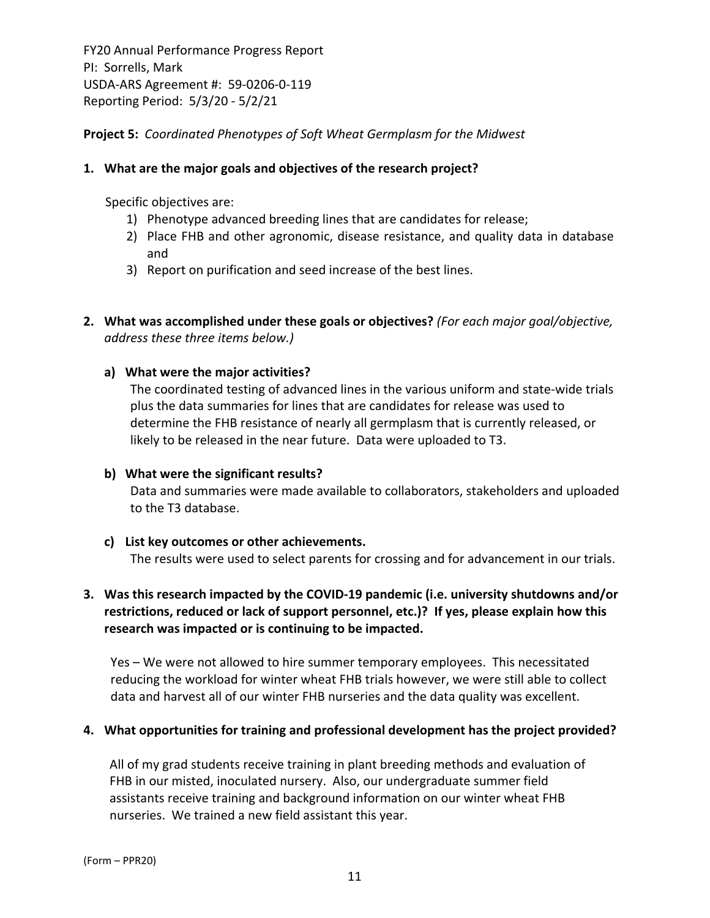FY20 Annual Performance Progress Report
PI: Sorrells, Mark
USDA-ARS Agreement #: 59-0206-0-119
Reporting Period: 5/3/20 - 5/2/21

**Project 5:** *Coordinated Phenotypes of Soft Wheat Germplasm for the Midwest*

**1. What are the major goals and objectives of the research project?**

Specific objectives are:

1) Phenotype advanced breeding lines that are candidates for release;
2) Place FHB and other agronomic, disease resistance, and quality data in database and
3) Report on purification and seed increase of the best lines.

**2. What was accomplished under these goals or objectives?** *(For each major goal/objective, address these three items below.)*

**a) What were the major activities?**

The coordinated testing of advanced lines in the various uniform and state-wide trials plus the data summaries for lines that are candidates for release was used to determine the FHB resistance of nearly all germplasm that is currently released, or likely to be released in the near future. Data were uploaded to T3.

**b) What were the significant results?**

Data and summaries were made available to collaborators, stakeholders and uploaded to the T3 database.

**c) List key outcomes or other achievements.**

The results were used to select parents for crossing and for advancement in our trials.

**3. Was this research impacted by the COVID-19 pandemic (i.e. university shutdowns and/or restrictions, reduced or lack of support personnel, etc.)? If yes, please explain how this research was impacted or is continuing to be impacted.**

Yes – We were not allowed to hire summer temporary employees. This necessitated reducing the workload for winter wheat FHB trials however, we were still able to collect data and harvest all of our winter FHB nurseries and the data quality was excellent.

**4. What opportunities for training and professional development has the project provided?**

All of my grad students receive training in plant breeding methods and evaluation of FHB in our misted, inoculated nursery. Also, our undergraduate summer field assistants receive training and background information on our winter wheat FHB nurseries. We trained a new field assistant this year.

(Form – PPR20)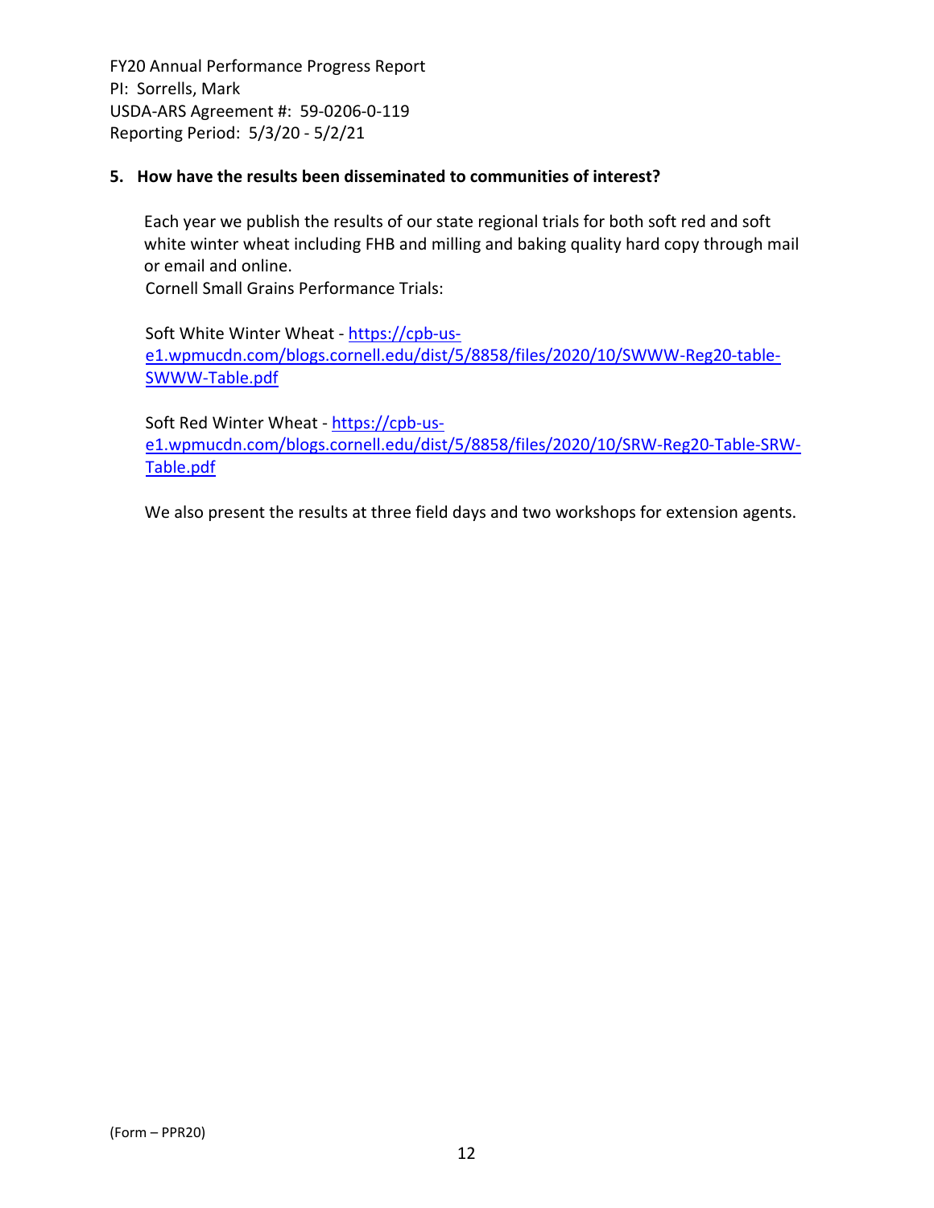**5. How have the results been disseminated to communities of interest?**

Each year we publish the results of our state regional trials for both soft red and soft white winter wheat including FHB and milling and baking quality hard copy through mail or email and online.

Cornell Small Grains Performance Trials:

Soft White Winter Wheat - https://cpb-us-e1.wpmucdn.com/blogs.cornell.edu/dist/5/8858/files/2020/10/SWWW-Reg20-table-SWWW-Table.pdf

Soft Red Winter Wheat - https://cpb-us-e1.wpmucdn.com/blogs.cornell.edu/dist/5/8858/files/2020/10/SRW-Reg20-Table-SRW-Table.pdf

We also present the results at three field days and two workshops for extension agents.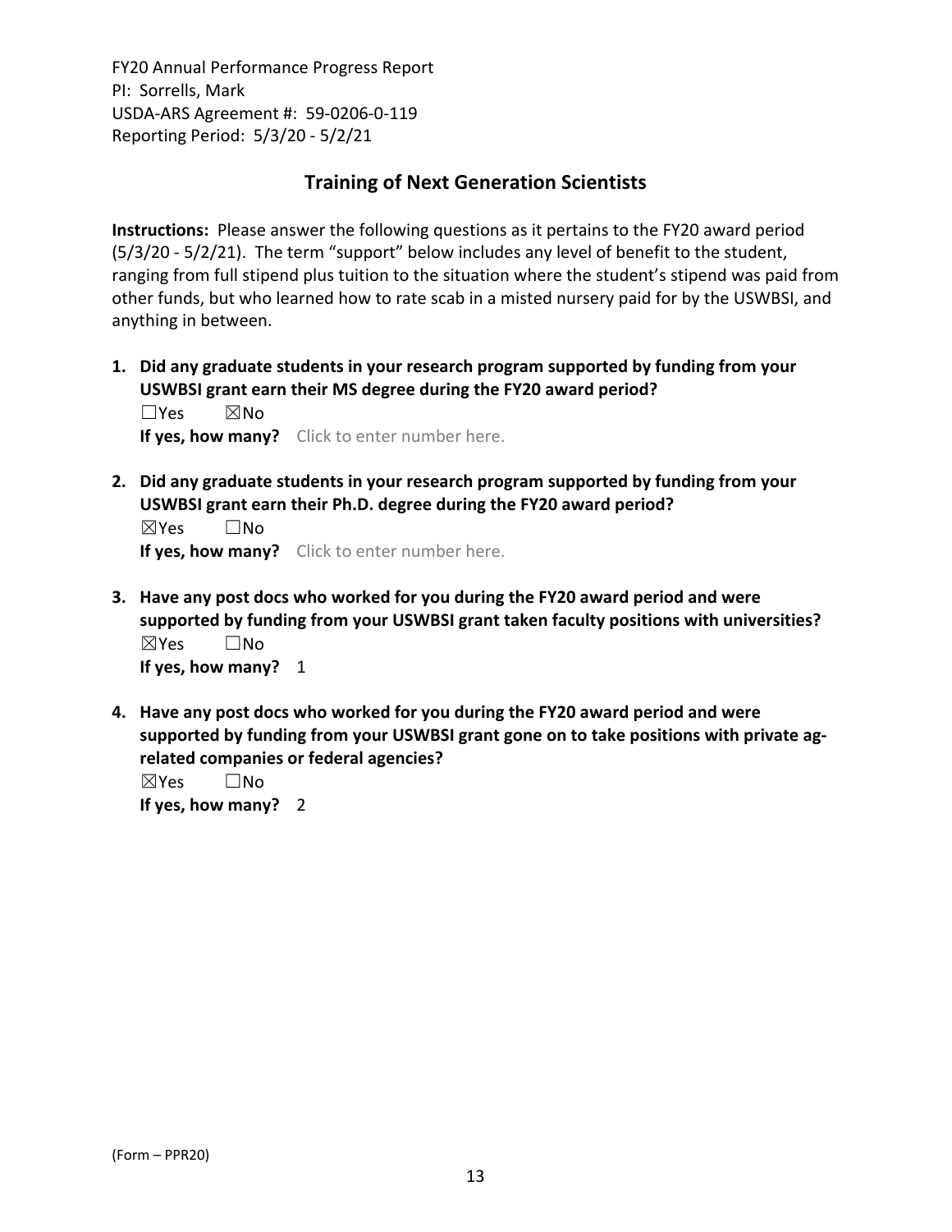FY20 Annual Performance Progress Report
PI: Sorrells, Mark
USDA-ARS Agreement #: 59-0206-0-119
Reporting Period: 5/3/20 - 5/2/21

## Training of Next Generation Scientists

**Instructions:** Please answer the following questions as it pertains to the FY20 award period (5/3/20 - 5/2/21). The term "support" below includes any level of benefit to the student, ranging from full stipend plus tuition to the situation where the student's stipend was paid from other funds, but who learned how to rate scab in a misted nursery paid for by the USWBSI, and anything in between.

1. **Did any graduate students in your research program supported by funding from your USWBSI grant earn their MS degree during the FY20 award period?**
   ☐Yes ☒No
   **If yes, how many?** Click to enter number here.

2. **Did any graduate students in your research program supported by funding from your USWBSI grant earn their Ph.D. degree during the FY20 award period?**
   ☒Yes ☐No
   **If yes, how many?** Click to enter number here.

3. **Have any post docs who worked for you during the FY20 award period and were supported by funding from your USWBSI grant taken faculty positions with universities?**
   ☒Yes ☐No
   **If yes, how many?** 1

4. **Have any post docs who worked for you during the FY20 award period and were supported by funding from your USWBSI grant gone on to take positions with private ag-related companies or federal agencies?**
   ☒Yes ☐No
   **If yes, how many?** 2

(Form – PPR20)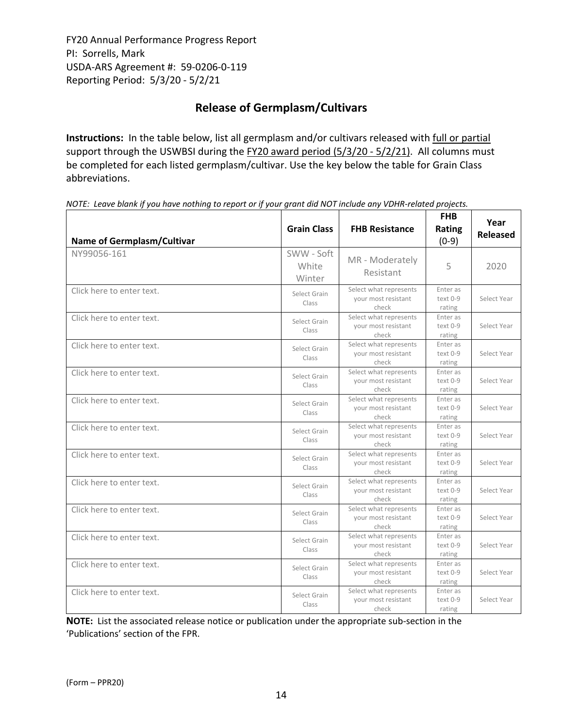FY20 Annual Performance Progress Report
PI: Sorrells, Mark
USDA-ARS Agreement #: 59-0206-0-119
Reporting Period: 5/3/20 - 5/2/21

## Release of Germplasm/Cultivars

**Instructions:** In the table below, list all germplasm and/or cultivars released with full or partial support through the USWBSI during the FY20 award period (5/3/20 - 5/2/21). All columns must be completed for each listed germplasm/cultivar. Use the key below the table for Grain Class abbreviations.

*NOTE: Leave blank if you have nothing to report or if your grant did NOT include any VDHR-related projects.*

| Name of Germplasm/Cultivar | Grain Class | FHB Resistance | FHB Rating (0-9) | Year Released |
|---|---|---|---|---|
| NY99056-161 | SWW - Soft White Winter | MR - Moderately Resistant | 5 | 2020 |
| Click here to enter text. | Select Grain Class | Select what represents your most resistant check | Enter as text 0-9 rating | Select Year |
| Click here to enter text. | Select Grain Class | Select what represents your most resistant check | Enter as text 0-9 rating | Select Year |
| Click here to enter text. | Select Grain Class | Select what represents your most resistant check | Enter as text 0-9 rating | Select Year |
| Click here to enter text. | Select Grain Class | Select what represents your most resistant check | Enter as text 0-9 rating | Select Year |
| Click here to enter text. | Select Grain Class | Select what represents your most resistant check | Enter as text 0-9 rating | Select Year |
| Click here to enter text. | Select Grain Class | Select what represents your most resistant check | Enter as text 0-9 rating | Select Year |
| Click here to enter text. | Select Grain Class | Select what represents your most resistant check | Enter as text 0-9 rating | Select Year |
| Click here to enter text. | Select Grain Class | Select what represents your most resistant check | Enter as text 0-9 rating | Select Year |
| Click here to enter text. | Select Grain Class | Select what represents your most resistant check | Enter as text 0-9 rating | Select Year |
| Click here to enter text. | Select Grain Class | Select what represents your most resistant check | Enter as text 0-9 rating | Select Year |
| Click here to enter text. | Select Grain Class | Select what represents your most resistant check | Enter as text 0-9 rating | Select Year |
| Click here to enter text. | Select Grain Class | Select what represents your most resistant check | Enter as text 0-9 rating | Select Year |

**NOTE:** List the associated release notice or publication under the appropriate sub-section in the 'Publications' section of the FPR.

(Form – PPR20)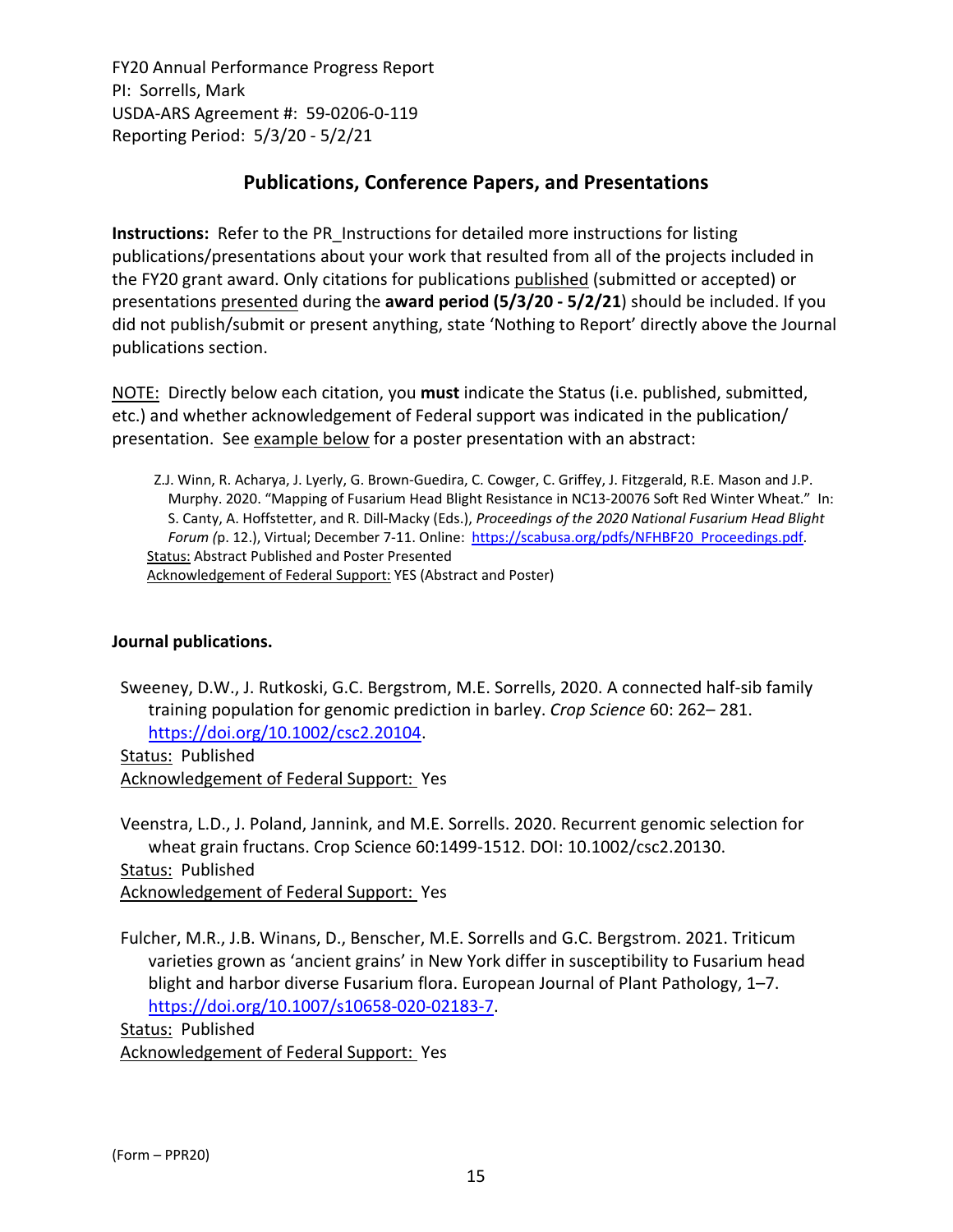FY20 Annual Performance Progress Report
PI: Sorrells, Mark
USDA-ARS Agreement #: 59-0206-0-119
Reporting Period: 5/3/20 - 5/2/21

## Publications, Conference Papers, and Presentations

**Instructions:** Refer to the PR_Instructions for detailed more instructions for listing publications/presentations about your work that resulted from all of the projects included in the FY20 grant award. Only citations for publications published (submitted or accepted) or presentations presented during the **award period (5/3/20 - 5/2/21)** should be included. If you did not publish/submit or present anything, state 'Nothing to Report' directly above the Journal publications section.

NOTE: Directly below each citation, you **must** indicate the Status (i.e. published, submitted, etc.) and whether acknowledgement of Federal support was indicated in the publication/ presentation. See example below for a poster presentation with an abstract:

> Z.J. Winn, R. Acharya, J. Lyerly, G. Brown-Guedira, C. Cowger, C. Griffey, J. Fitzgerald, R.E. Mason and J.P. Murphy. 2020. "Mapping of Fusarium Head Blight Resistance in NC13-20076 Soft Red Winter Wheat." In: S. Canty, A. Hoffstetter, and R. Dill-Macky (Eds.), *Proceedings of the 2020 National Fusarium Head Blight Forum (*p. 12.), Virtual; December 7-11. Online: https://scabusa.org/pdfs/NFHBF20_Proceedings.pdf.
> Status: Abstract Published and Poster Presented
> Acknowledgement of Federal Support: YES (Abstract and Poster)

**Journal publications.**

Sweeney, D.W., J. Rutkoski, G.C. Bergstrom, M.E. Sorrells, 2020. A connected half-sib family training population for genomic prediction in barley. *Crop Science* 60: 262– 281. https://doi.org/10.1002/csc2.20104.
Status: Published
Acknowledgement of Federal Support: Yes

Veenstra, L.D., J. Poland, Jannink, and M.E. Sorrells. 2020. Recurrent genomic selection for wheat grain fructans. Crop Science 60:1499-1512. DOI: 10.1002/csc2.20130.
Status: Published
Acknowledgement of Federal Support: Yes

Fulcher, M.R., J.B. Winans, D., Benscher, M.E. Sorrells and G.C. Bergstrom. 2021. Triticum varieties grown as 'ancient grains' in New York differ in susceptibility to Fusarium head blight and harbor diverse Fusarium flora. European Journal of Plant Pathology, 1–7. https://doi.org/10.1007/s10658-020-02183-7.
Status: Published
Acknowledgement of Federal Support: Yes

(Form – PPR20)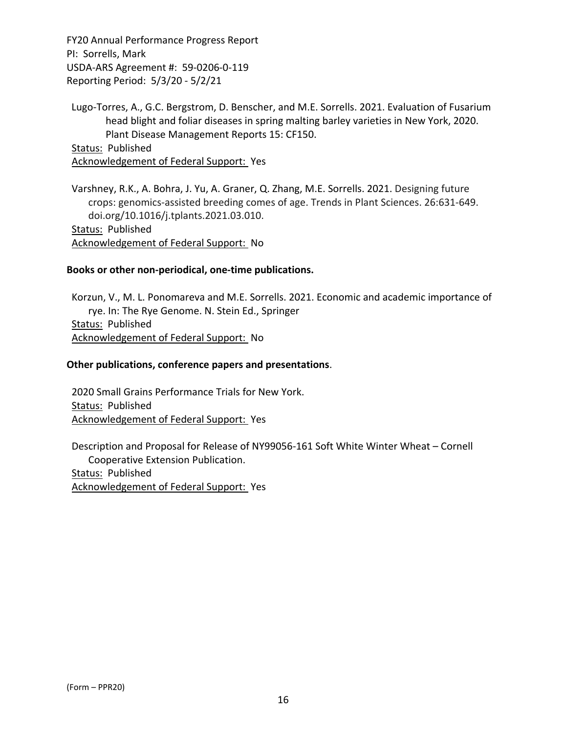Lugo-Torres, A., G.C. Bergstrom, D. Benscher, and M.E. Sorrells. 2021. Evaluation of Fusarium head blight and foliar diseases in spring malting barley varieties in New York, 2020. Plant Disease Management Reports 15: CF150.

Status: Published

Acknowledgement of Federal Support: Yes

Varshney, R.K., A. Bohra, J. Yu, A. Graner, Q. Zhang, M.E. Sorrells. 2021. Designing future crops: genomics-assisted breeding comes of age. Trends in Plant Sciences. 26:631-649. doi.org/10.1016/j.tplants.2021.03.010.

Status: Published

Acknowledgement of Federal Support: No

**Books or other non-periodical, one-time publications.**

Korzun, V., M. L. Ponomareva and M.E. Sorrells. 2021. Economic and academic importance of rye. In: The Rye Genome. N. Stein Ed., Springer

Status: Published

Acknowledgement of Federal Support: No

**Other publications, conference papers and presentations**.

2020 Small Grains Performance Trials for New York.

Status: Published

Acknowledgement of Federal Support: Yes

Description and Proposal for Release of NY99056-161 Soft White Winter Wheat – Cornell Cooperative Extension Publication.

Status: Published

Acknowledgement of Federal Support: Yes